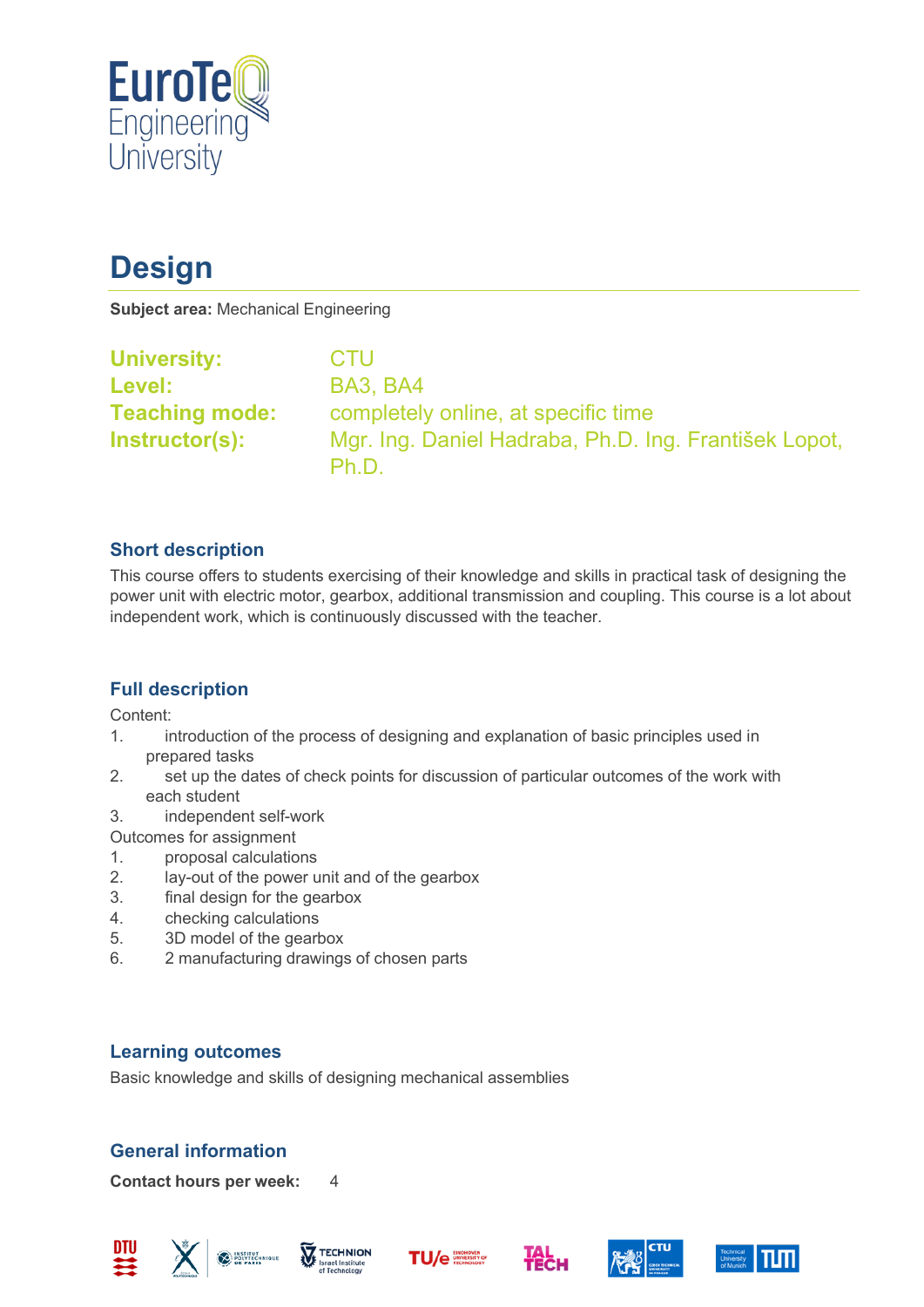# Design

**Subject area:** Mechanical Engineering

**University:** CTU
**Level:** BA3, BA4
**Teaching mode:** completely online, at specific time
**Instructor(s):** Mgr. Ing. Daniel Hadraba, Ph.D. Ing. František Lopot, Ph.D.

## Short description

This course offers to students exercising of their knowledge and skills in practical task of designing the power unit with electric motor, gearbox, additional transmission and coupling. This course is a lot about independent work, which is continuously discussed with the teacher.

## Full description

Content:

1. introduction of the process of designing and explanation of basic principles used in prepared tasks
2. set up the dates of check points for discussion of particular outcomes of the work with each student
3. independent self-work

Outcomes for assignment

1. proposal calculations
2. lay-out of the power unit and of the gearbox
3. final design for the gearbox
4. checking calculations
5. 3D model of the gearbox
6. 2 manufacturing drawings of chosen parts

## Learning outcomes

Basic knowledge and skills of designing mechanical assemblies

## General information

**Contact hours per week:** 4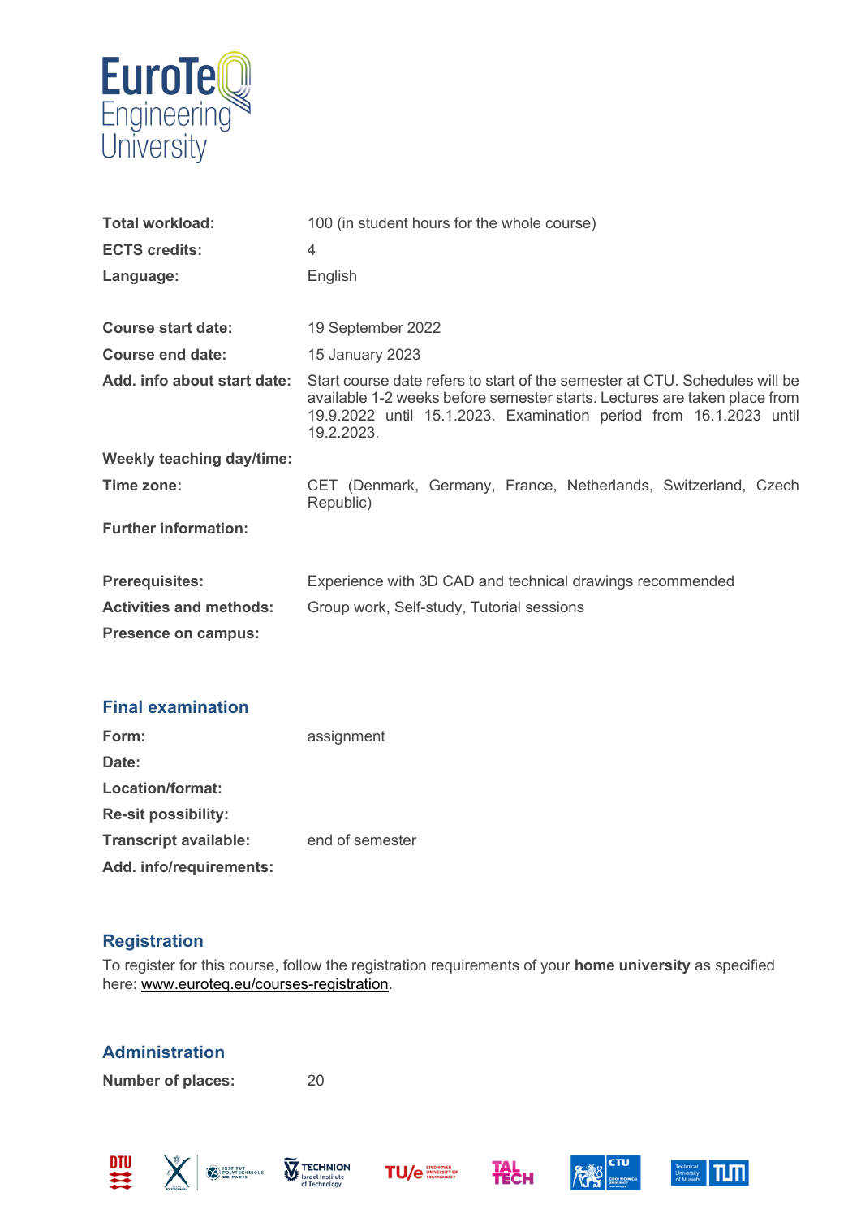| | |
|---|---|
| **Total workload:** | 100 (in student hours for the whole course) |
| **ECTS credits:** | 4 |
| **Language:** | English |
| | |
| **Course start date:** | 19 September 2022 |
| **Course end date:** | 15 January 2023 |
| **Add. info about start date:** | Start course date refers to start of the semester at CTU. Schedules will be available 1-2 weeks before semester starts. Lectures are taken place from 19.9.2022 until 15.1.2023. Examination period from 16.1.2023 until 19.2.2023. |
| **Weekly teaching day/time:** | |
| **Time zone:** | CET (Denmark, Germany, France, Netherlands, Switzerland, Czech Republic) |
| **Further information:** | |
| | |
| **Prerequisites:** | Experience with 3D CAD and technical drawings recommended |
| **Activities and methods:** | Group work, Self-study, Tutorial sessions |
| **Presence on campus:** | |

## Final examination

| | |
|---|---|
| **Form:** | assignment |
| **Date:** | |
| **Location/format:** | |
| **Re-sit possibility:** | |
| **Transcript available:** | end of semester |
| **Add. info/requirements:** | |

## Registration

To register for this course, follow the registration requirements of your **home university** as specified here: www.euroteq.eu/courses-registration.

## Administration

| | |
|---|---|
| **Number of places:** | 20 |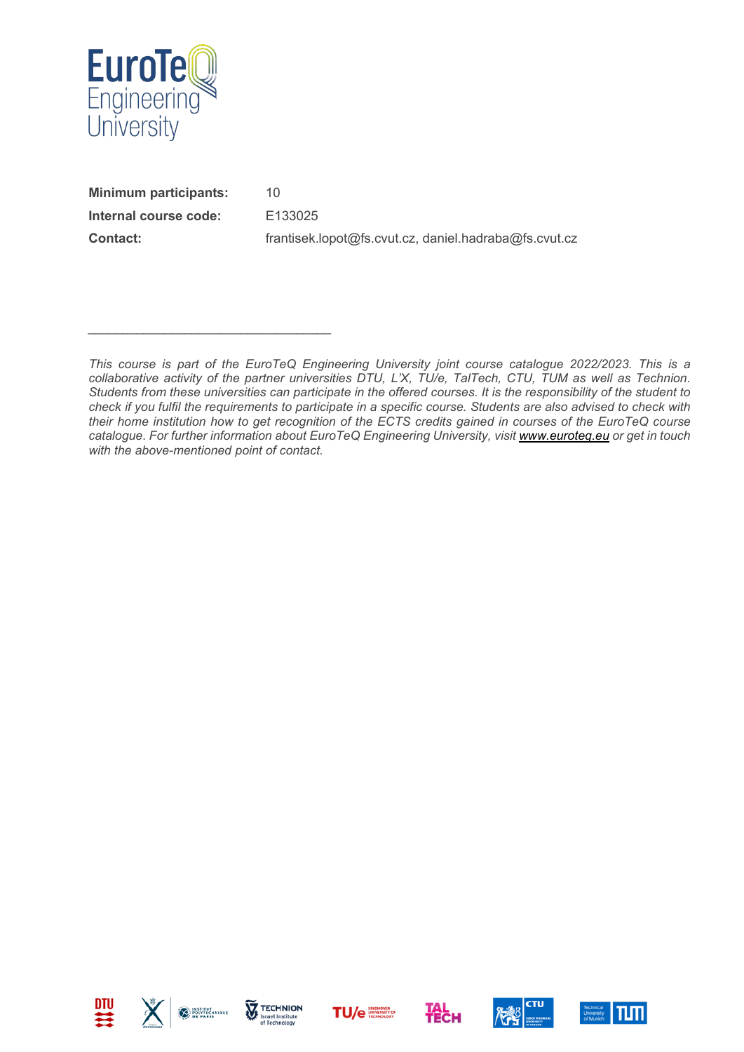| | |
|---|---|
| **Minimum participants:** | 10 |
| **Internal course code:** | E133025 |
| **Contact:** | frantisek.lopot@fs.cvut.cz, daniel.hadraba@fs.cvut.cz |

---

*This course is part of the EuroTeQ Engineering University joint course catalogue 2022/2023. This is a collaborative activity of the partner universities DTU, L'X, TU/e, TalTech, CTU, TUM as well as Technion. Students from these universities can participate in the offered courses. It is the responsibility of the student to check if you fulfil the requirements to participate in a specific course. Students are also advised to check with their home institution how to get recognition of the ECTS credits gained in courses of the EuroTeQ course catalogue. For further information about EuroTeQ Engineering University, visit [www.euroteq.eu](http://www.euroteq.eu) or get in touch with the above-mentioned point of contact.*